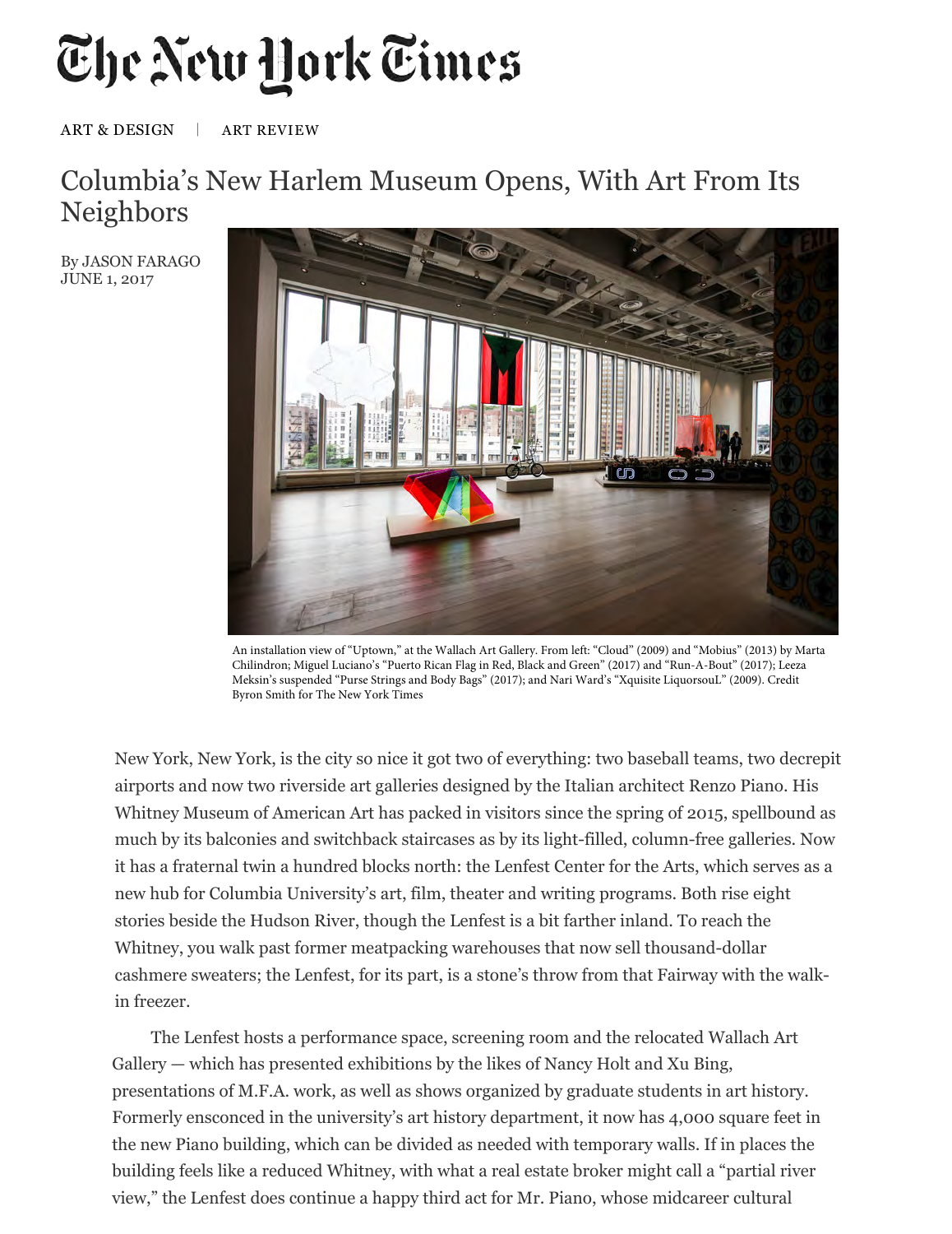# The New York Times

ART & DESIGN | ART REVIEW

## Columbia's New Harlem Museum Opens, With Art From Its Neighbors

By JASON FARAGO
JUNE 1, 2017

An installation view of "Uptown," at the Wallach Art Gallery. From left: "Cloud" (2009) and "Mobius" (2013) by Marta Chilindron; Miguel Luciano's "Puerto Rican Flag in Red, Black and Green" (2017) and "Run-A-Bout" (2017); Leeza Meksin's suspended "Purse Strings and Body Bags" (2017); and Nari Ward's "Xquisite LiquorsouL" (2009). Credit Byron Smith for The New York Times

New York, New York, is the city so nice it got two of everything: two baseball teams, two decrepit airports and now two riverside art galleries designed by the Italian architect Renzo Piano. His Whitney Museum of American Art has packed in visitors since the spring of 2015, spellbound as much by its balconies and switchback staircases as by its light-filled, column-free galleries. Now it has a fraternal twin a hundred blocks north: the Lenfest Center for the Arts, which serves as a new hub for Columbia University's art, film, theater and writing programs. Both rise eight stories beside the Hudson River, though the Lenfest is a bit farther inland. To reach the Whitney, you walk past former meatpacking warehouses that now sell thousand-dollar cashmere sweaters; the Lenfest, for its part, is a stone's throw from that Fairway with the walk-in freezer.

The Lenfest hosts a performance space, screening room and the relocated Wallach Art Gallery — which has presented exhibitions by the likes of Nancy Holt and Xu Bing, presentations of M.F.A. work, as well as shows organized by graduate students in art history. Formerly ensconced in the university's art history department, it now has 4,000 square feet in the new Piano building, which can be divided as needed with temporary walls. If in places the building feels like a reduced Whitney, with what a real estate broker might call a "partial river view," the Lenfest does continue a happy third act for Mr. Piano, whose midcareer cultural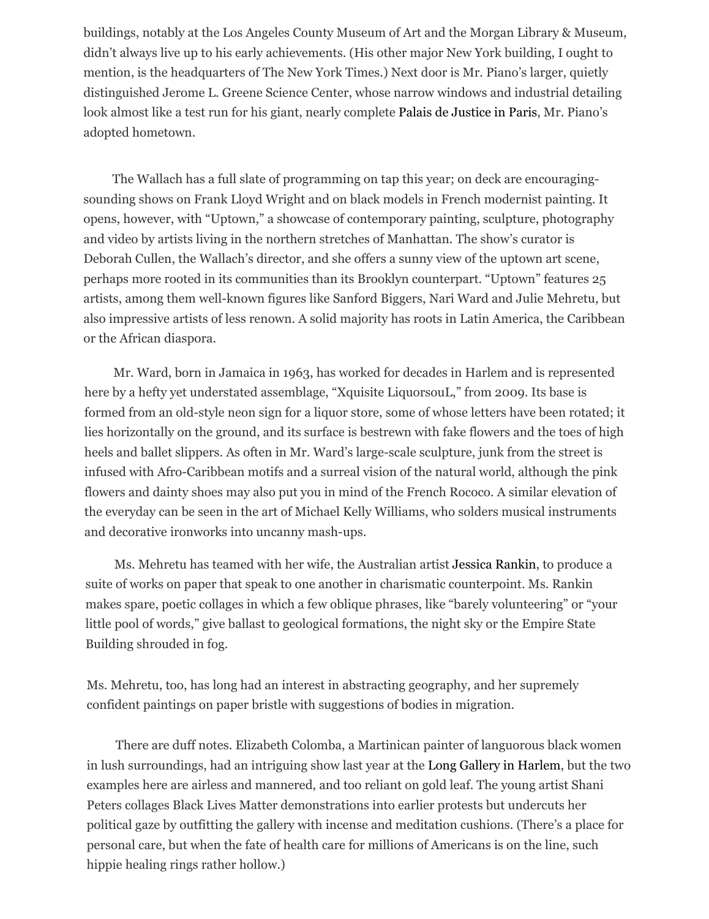buildings, notably at the Los Angeles County Museum of Art and the Morgan Library & Museum, didn't always live up to his early achievements. (His other major New York building, I ought to mention, is the headquarters of The New York Times.) Next door is Mr. Piano's larger, quietly distinguished Jerome L. Greene Science Center, whose narrow windows and industrial detailing look almost like a test run for his giant, nearly complete Palais de Justice in Paris, Mr. Piano's adopted hometown.

The Wallach has a full slate of programming on tap this year; on deck are encouraging-sounding shows on Frank Lloyd Wright and on black models in French modernist painting. It opens, however, with "Uptown," a showcase of contemporary painting, sculpture, photography and video by artists living in the northern stretches of Manhattan. The show's curator is Deborah Cullen, the Wallach's director, and she offers a sunny view of the uptown art scene, perhaps more rooted in its communities than its Brooklyn counterpart. "Uptown" features 25 artists, among them well-known figures like Sanford Biggers, Nari Ward and Julie Mehretu, but also impressive artists of less renown. A solid majority has roots in Latin America, the Caribbean or the African diaspora.

Mr. Ward, born in Jamaica in 1963, has worked for decades in Harlem and is represented here by a hefty yet understated assemblage, "Xquisite LiquorsouL," from 2009. Its base is formed from an old-style neon sign for a liquor store, some of whose letters have been rotated; it lies horizontally on the ground, and its surface is bestrewn with fake flowers and the toes of high heels and ballet slippers. As often in Mr. Ward's large-scale sculpture, junk from the street is infused with Afro-Caribbean motifs and a surreal vision of the natural world, although the pink flowers and dainty shoes may also put you in mind of the French Rococo. A similar elevation of the everyday can be seen in the art of Michael Kelly Williams, who solders musical instruments and decorative ironworks into uncanny mash-ups.

Ms. Mehretu has teamed with her wife, the Australian artist Jessica Rankin, to produce a suite of works on paper that speak to one another in charismatic counterpoint. Ms. Rankin makes spare, poetic collages in which a few oblique phrases, like "barely volunteering" or "your little pool of words," give ballast to geological formations, the night sky or the Empire State Building shrouded in fog.

Ms. Mehretu, too, has long had an interest in abstracting geography, and her supremely confident paintings on paper bristle with suggestions of bodies in migration.

There are duff notes. Elizabeth Colomba, a Martinican painter of languorous black women in lush surroundings, had an intriguing show last year at the Long Gallery in Harlem, but the two examples here are airless and mannered, and too reliant on gold leaf. The young artist Shani Peters collages Black Lives Matter demonstrations into earlier protests but undercuts her political gaze by outfitting the gallery with incense and meditation cushions. (There's a place for personal care, but when the fate of health care for millions of Americans is on the line, such hippie healing rings rather hollow.)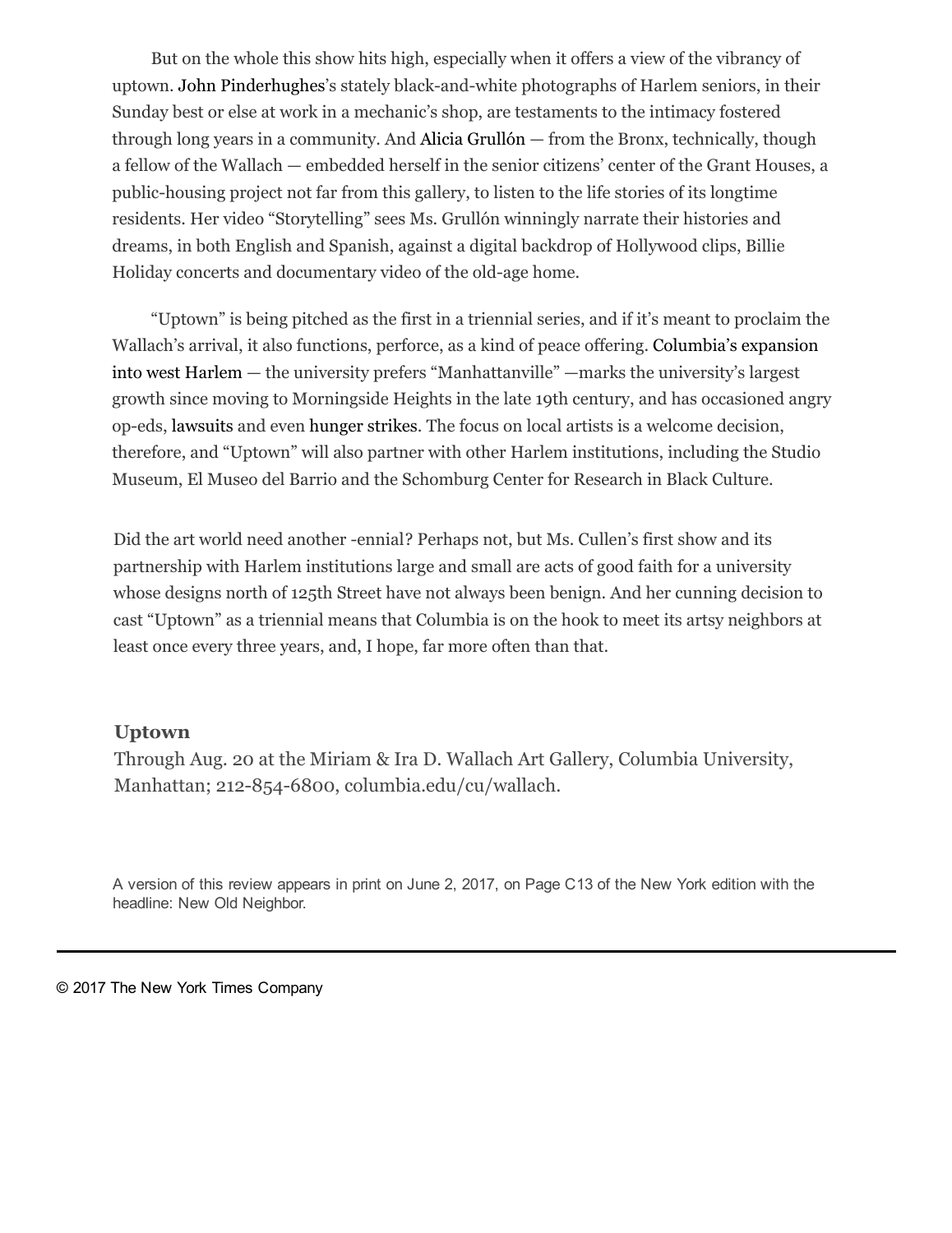But on the whole this show hits high, especially when it offers a view of the vibrancy of uptown. John Pinderhughes's stately black-and-white photographs of Harlem seniors, in their Sunday best or else at work in a mechanic's shop, are testaments to the intimacy fostered through long years in a community. And Alicia Grullón — from the Bronx, technically, though a fellow of the Wallach — embedded herself in the senior citizens' center of the Grant Houses, a public-housing project not far from this gallery, to listen to the life stories of its longtime residents. Her video "Storytelling" sees Ms. Grullón winningly narrate their histories and dreams, in both English and Spanish, against a digital backdrop of Hollywood clips, Billie Holiday concerts and documentary video of the old-age home.

"Uptown" is being pitched as the first in a triennial series, and if it's meant to proclaim the Wallach's arrival, it also functions, perforce, as a kind of peace offering. Columbia's expansion into west Harlem — the university prefers "Manhattanville" —marks the university's largest growth since moving to Morningside Heights in the late 19th century, and has occasioned angry op-eds, lawsuits and even hunger strikes. The focus on local artists is a welcome decision, therefore, and "Uptown" will also partner with other Harlem institutions, including the Studio Museum, El Museo del Barrio and the Schomburg Center for Research in Black Culture.

Did the art world need another -ennial? Perhaps not, but Ms. Cullen's first show and its partnership with Harlem institutions large and small are acts of good faith for a university whose designs north of 125th Street have not always been benign. And her cunning decision to cast "Uptown" as a triennial means that Columbia is on the hook to meet its artsy neighbors at least once every three years, and, I hope, far more often than that.

**Uptown**

Through Aug. 20 at the Miriam & Ira D. Wallach Art Gallery, Columbia University, Manhattan; 212-854-6800, columbia.edu/cu/wallach.

A version of this review appears in print on June 2, 2017, on Page C13 of the New York edition with the headline: New Old Neighbor.

© 2017 The New York Times Company